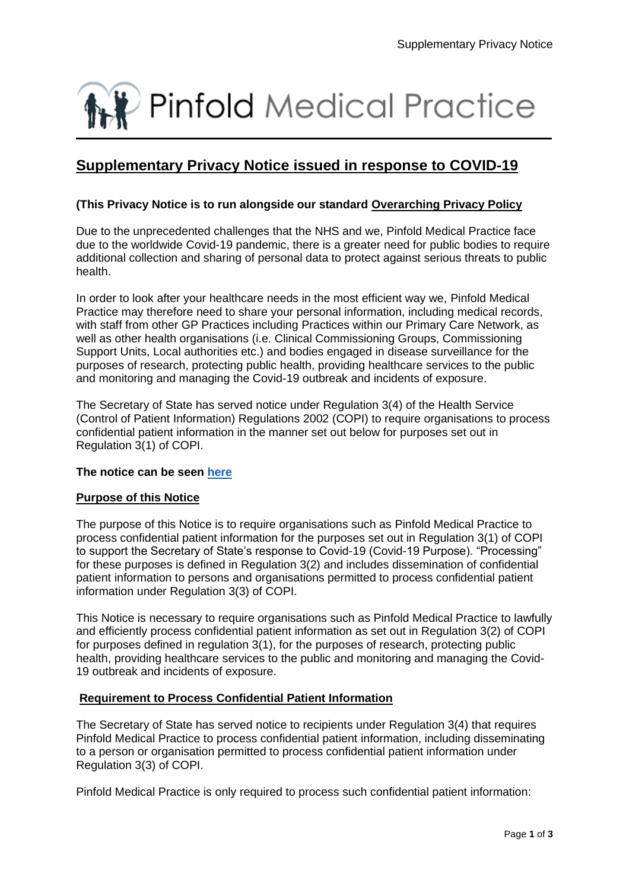# Pinfold Medical Practice

## Supplementary Privacy Notice issued in response to COVID-19

**(This Privacy Notice is to run alongside our standard Overarching Privacy Policy**

Due to the unprecedented challenges that the NHS and we, Pinfold Medical Practice face due to the worldwide Covid-19 pandemic, there is a greater need for public bodies to require additional collection and sharing of personal data to protect against serious threats to public health.

In order to look after your healthcare needs in the most efficient way we, Pinfold Medical Practice may therefore need to share your personal information, including medical records, with staff from other GP Practices including Practices within our Primary Care Network, as well as other health organisations (i.e. Clinical Commissioning Groups, Commissioning Support Units, Local authorities etc.) and bodies engaged in disease surveillance for the purposes of research, protecting public health, providing healthcare services to the public and monitoring and managing the Covid-19 outbreak and incidents of exposure.

The Secretary of State has served notice under Regulation 3(4) of the Health Service (Control of Patient Information) Regulations 2002 (COPI) to require organisations to process confidential patient information in the manner set out below for purposes set out in Regulation 3(1) of COPI.

**The notice can be seen here**

### Purpose of this Notice

The purpose of this Notice is to require organisations such as Pinfold Medical Practice to process confidential patient information for the purposes set out in Regulation 3(1) of COPI to support the Secretary of State's response to Covid-19 (Covid-19 Purpose). "Processing" for these purposes is defined in Regulation 3(2) and includes dissemination of confidential patient information to persons and organisations permitted to process confidential patient information under Regulation 3(3) of COPI.

This Notice is necessary to require organisations such as Pinfold Medical Practice to lawfully and efficiently process confidential patient information as set out in Regulation 3(2) of COPI for purposes defined in regulation 3(1), for the purposes of research, protecting public health, providing healthcare services to the public and monitoring and managing the Covid-19 outbreak and incidents of exposure.

### Requirement to Process Confidential Patient Information

The Secretary of State has served notice to recipients under Regulation 3(4) that requires Pinfold Medical Practice to process confidential patient information, including disseminating to a person or organisation permitted to process confidential patient information under Regulation 3(3) of COPI.

Pinfold Medical Practice is only required to process such confidential patient information: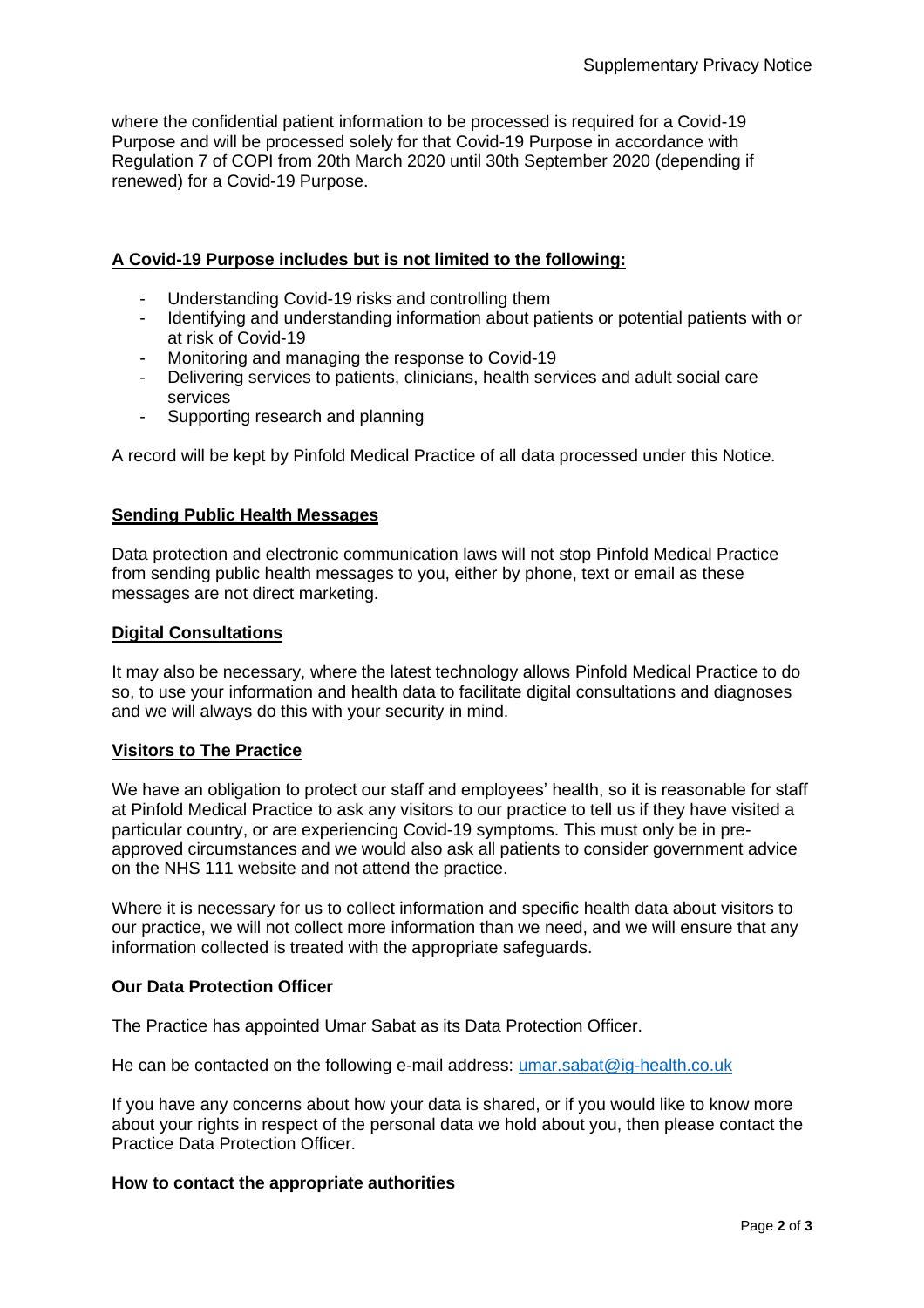where the confidential patient information to be processed is required for a Covid-19 Purpose and will be processed solely for that Covid-19 Purpose in accordance with Regulation 7 of COPI from 20th March 2020 until 30th September 2020 (depending if renewed) for a Covid-19 Purpose.

**A Covid-19 Purpose includes but is not limited to the following:**

- Understanding Covid-19 risks and controlling them
- Identifying and understanding information about patients or potential patients with or at risk of Covid-19
- Monitoring and managing the response to Covid-19
- Delivering services to patients, clinicians, health services and adult social care services
- Supporting research and planning

A record will be kept by Pinfold Medical Practice of all data processed under this Notice.

**Sending Public Health Messages**

Data protection and electronic communication laws will not stop Pinfold Medical Practice from sending public health messages to you, either by phone, text or email as these messages are not direct marketing.

**Digital Consultations**

It may also be necessary, where the latest technology allows Pinfold Medical Practice to do so, to use your information and health data to facilitate digital consultations and diagnoses and we will always do this with your security in mind.

**Visitors to The Practice**

We have an obligation to protect our staff and employees' health, so it is reasonable for staff at Pinfold Medical Practice to ask any visitors to our practice to tell us if they have visited a particular country, or are experiencing Covid-19 symptoms. This must only be in pre-approved circumstances and we would also ask all patients to consider government advice on the NHS 111 website and not attend the practice.

Where it is necessary for us to collect information and specific health data about visitors to our practice, we will not collect more information than we need, and we will ensure that any information collected is treated with the appropriate safeguards.

**Our Data Protection Officer**

The Practice has appointed Umar Sabat as its Data Protection Officer.

He can be contacted on the following e-mail address: umar.sabat@ig-health.co.uk

If you have any concerns about how your data is shared, or if you would like to know more about your rights in respect of the personal data we hold about you, then please contact the Practice Data Protection Officer.

**How to contact the appropriate authorities**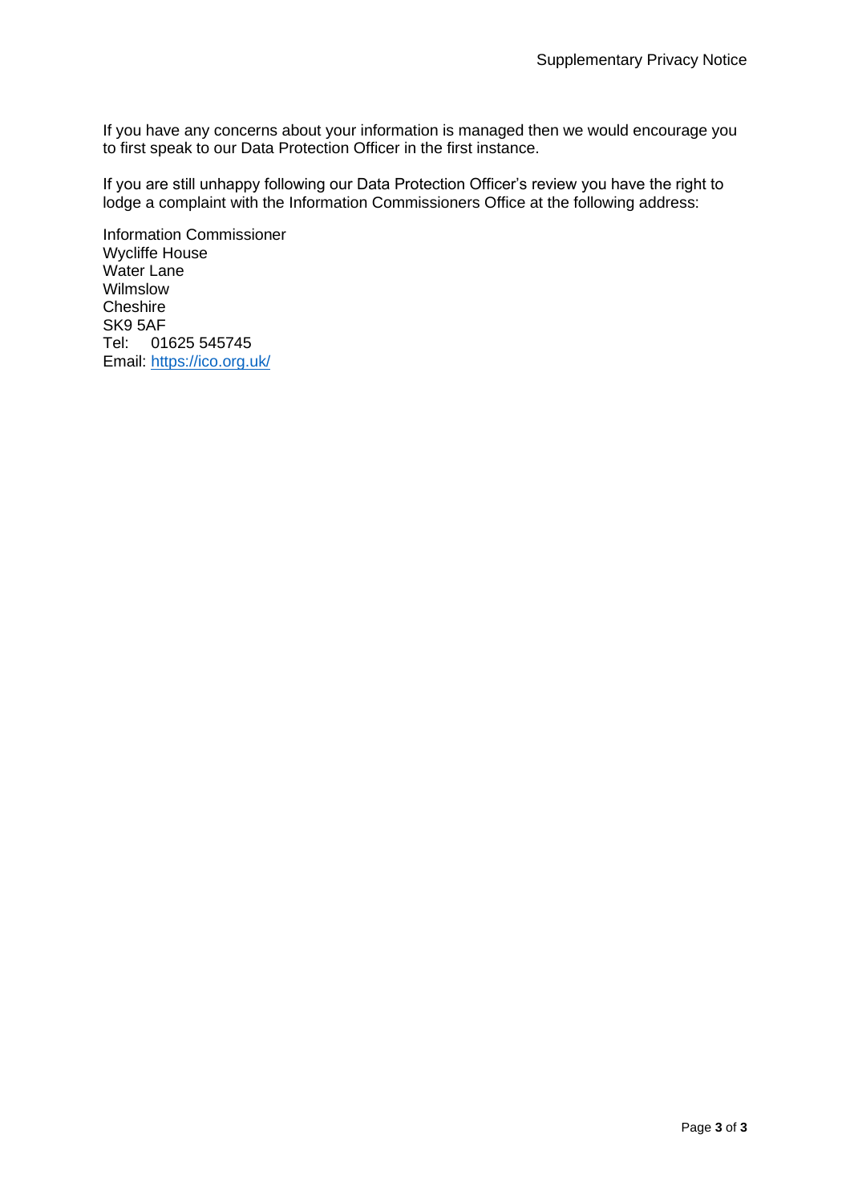If you have any concerns about your information is managed then we would encourage you to first speak to our Data Protection Officer in the first instance.

If you are still unhappy following our Data Protection Officer's review you have the right to lodge a complaint with the Information Commissioners Office at the following address:

Information Commissioner  
Wycliffe House  
Water Lane  
Wilmslow  
Cheshire  
SK9 5AF  
Tel: 01625 545745  
Email: [https://ico.org.uk/](https://ico.org.uk/)